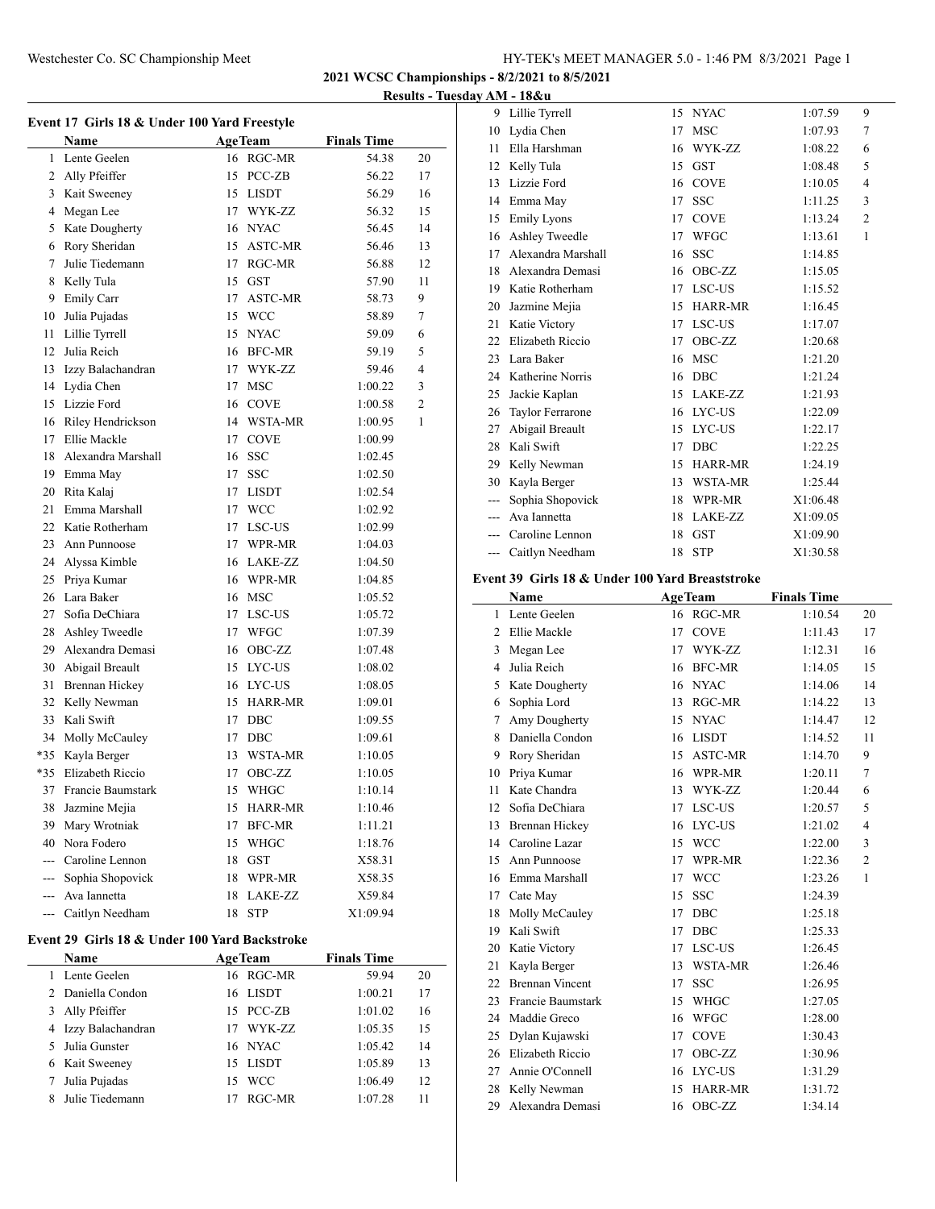## 2021 WCSC Championships - 8/2/2021 to 8/5/2021

### Results - Tuesday AM - 18&u

#### Event 17 Girls 18 & Under 100 Yard Freestyle

| | Name | Age | Team | Finals Time | |
|---|---|---|---|---|---|
| 1 | Lente Geelen | 16 | RGC-MR | 54.38 | 20 |
| 2 | Ally Pfeiffer | 15 | PCC-ZB | 56.22 | 17 |
| 3 | Kait Sweeney | 15 | LISDT | 56.29 | 16 |
| 4 | Megan Lee | 17 | WYK-ZZ | 56.32 | 15 |
| 5 | Kate Dougherty | 16 | NYAC | 56.45 | 14 |
| 6 | Rory Sheridan | 15 | ASTC-MR | 56.46 | 13 |
| 7 | Julie Tiedemann | 17 | RGC-MR | 56.88 | 12 |
| 8 | Kelly Tula | 15 | GST | 57.90 | 11 |
| 9 | Emily Carr | 17 | ASTC-MR | 58.73 | 9 |
| 10 | Julia Pujadas | 15 | WCC | 58.89 | 7 |
| 11 | Lillie Tyrrell | 15 | NYAC | 59.09 | 6 |
| 12 | Julia Reich | 16 | BFC-MR | 59.19 | 5 |
| 13 | Izzy Balachandran | 17 | WYK-ZZ | 59.46 | 4 |
| 14 | Lydia Chen | 17 | MSC | 1:00.22 | 3 |
| 15 | Lizzie Ford | 16 | COVE | 1:00.58 | 2 |
| 16 | Riley Hendrickson | 14 | WSTA-MR | 1:00.95 | 1 |
| 17 | Ellie Mackle | 17 | COVE | 1:00.99 | |
| 18 | Alexandra Marshall | 16 | SSC | 1:02.45 | |
| 19 | Emma May | 17 | SSC | 1:02.50 | |
| 20 | Rita Kalaj | 17 | LISDT | 1:02.54 | |
| 21 | Emma Marshall | 17 | WCC | 1:02.92 | |
| 22 | Katie Rotherham | 17 | LSC-US | 1:02.99 | |
| 23 | Ann Punnoose | 17 | WPR-MR | 1:04.03 | |
| 24 | Alyssa Kimble | 16 | LAKE-ZZ | 1:04.50 | |
| 25 | Priya Kumar | 16 | WPR-MR | 1:04.85 | |
| 26 | Lara Baker | 16 | MSC | 1:05.52 | |
| 27 | Sofia DeChiara | 17 | LSC-US | 1:05.72 | |
| 28 | Ashley Tweedle | 17 | WFGC | 1:07.39 | |
| 29 | Alexandra Demasi | 16 | OBC-ZZ | 1:07.48 | |
| 30 | Abigail Breault | 15 | LYC-US | 1:08.02 | |
| 31 | Brennan Hickey | 16 | LYC-US | 1:08.05 | |
| 32 | Kelly Newman | 15 | HARR-MR | 1:09.01 | |
| 33 | Kali Swift | 17 | DBC | 1:09.55 | |
| 34 | Molly McCauley | 17 | DBC | 1:09.61 | |
| *35 | Kayla Berger | 13 | WSTA-MR | 1:10.05 | |
| *35 | Elizabeth Riccio | 17 | OBC-ZZ | 1:10.05 | |
| 37 | Francie Baumstark | 15 | WHGC | 1:10.14 | |
| 38 | Jazmine Mejia | 15 | HARR-MR | 1:10.46 | |
| 39 | Mary Wrotniak | 17 | BFC-MR | 1:11.21 | |
| 40 | Nora Fodero | 15 | WHGC | 1:18.76 | |
| --- | Caroline Lennon | 18 | GST | X58.31 | |
| --- | Sophia Shopovick | 18 | WPR-MR | X58.35 | |
| --- | Ava Iannetta | 18 | LAKE-ZZ | X59.84 | |
| --- | Caitlyn Needham | 18 | STP | X1:09.94 | |

#### Event 29 Girls 18 & Under 100 Yard Backstroke

| | Name | Age | Team | Finals Time | |
|---|---|---|---|---|---|
| 1 | Lente Geelen | 16 | RGC-MR | 59.94 | 20 |
| 2 | Daniella Condon | 16 | LISDT | 1:00.21 | 17 |
| 3 | Ally Pfeiffer | 15 | PCC-ZB | 1:01.02 | 16 |
| 4 | Izzy Balachandran | 17 | WYK-ZZ | 1:05.35 | 15 |
| 5 | Julia Gunster | 16 | NYAC | 1:05.42 | 14 |
| 6 | Kait Sweeney | 15 | LISDT | 1:05.89 | 13 |
| 7 | Julia Pujadas | 15 | WCC | 1:06.49 | 12 |
| 8 | Julie Tiedemann | 17 | RGC-MR | 1:07.28 | 11 |
| 9 | Lillie Tyrrell | 15 | NYAC | 1:07.59 | 9 |
| 10 | Lydia Chen | 17 | MSC | 1:07.93 | 7 |
| 11 | Ella Harshman | 16 | WYK-ZZ | 1:08.22 | 6 |
| 12 | Kelly Tula | 15 | GST | 1:08.48 | 5 |
| 13 | Lizzie Ford | 16 | COVE | 1:10.05 | 4 |
| 14 | Emma May | 17 | SSC | 1:11.25 | 3 |
| 15 | Emily Lyons | 17 | COVE | 1:13.24 | 2 |
| 16 | Ashley Tweedle | 17 | WFGC | 1:13.61 | 1 |
| 17 | Alexandra Marshall | 16 | SSC | 1:14.85 | |
| 18 | Alexandra Demasi | 16 | OBC-ZZ | 1:15.05 | |
| 19 | Katie Rotherham | 17 | LSC-US | 1:15.52 | |
| 20 | Jazmine Mejia | 15 | HARR-MR | 1:16.45 | |
| 21 | Katie Victory | 17 | LSC-US | 1:17.07 | |
| 22 | Elizabeth Riccio | 17 | OBC-ZZ | 1:20.68 | |
| 23 | Lara Baker | 16 | MSC | 1:21.20 | |
| 24 | Katherine Norris | 16 | DBC | 1:21.24 | |
| 25 | Jackie Kaplan | 15 | LAKE-ZZ | 1:21.93 | |
| 26 | Taylor Ferrarone | 16 | LYC-US | 1:22.09 | |
| 27 | Abigail Breault | 15 | LYC-US | 1:22.17 | |
| 28 | Kali Swift | 17 | DBC | 1:22.25 | |
| 29 | Kelly Newman | 15 | HARR-MR | 1:24.19 | |
| 30 | Kayla Berger | 13 | WSTA-MR | 1:25.44 | |
| --- | Sophia Shopovick | 18 | WPR-MR | X1:06.48 | |
| --- | Ava Iannetta | 18 | LAKE-ZZ | X1:09.05 | |
| --- | Caroline Lennon | 18 | GST | X1:09.90 | |
| --- | Caitlyn Needham | 18 | STP | X1:30.58 | |

#### Event 39 Girls 18 & Under 100 Yard Breaststroke

| | Name | Age | Team | Finals Time | |
|---|---|---|---|---|---|
| 1 | Lente Geelen | 16 | RGC-MR | 1:10.54 | 20 |
| 2 | Ellie Mackle | 17 | COVE | 1:11.43 | 17 |
| 3 | Megan Lee | 17 | WYK-ZZ | 1:12.31 | 16 |
| 4 | Julia Reich | 16 | BFC-MR | 1:14.05 | 15 |
| 5 | Kate Dougherty | 16 | NYAC | 1:14.06 | 14 |
| 6 | Sophia Lord | 13 | RGC-MR | 1:14.22 | 13 |
| 7 | Amy Dougherty | 15 | NYAC | 1:14.47 | 12 |
| 8 | Daniella Condon | 16 | LISDT | 1:14.52 | 11 |
| 9 | Rory Sheridan | 15 | ASTC-MR | 1:14.70 | 9 |
| 10 | Priya Kumar | 16 | WPR-MR | 1:20.11 | 7 |
| 11 | Kate Chandra | 13 | WYK-ZZ | 1:20.44 | 6 |
| 12 | Sofia DeChiara | 17 | LSC-US | 1:20.57 | 5 |
| 13 | Brennan Hickey | 16 | LYC-US | 1:21.02 | 4 |
| 14 | Caroline Lazar | 15 | WCC | 1:22.00 | 3 |
| 15 | Ann Punnoose | 17 | WPR-MR | 1:22.36 | 2 |
| 16 | Emma Marshall | 17 | WCC | 1:23.26 | 1 |
| 17 | Cate May | 15 | SSC | 1:24.39 | |
| 18 | Molly McCauley | 17 | DBC | 1:25.18 | |
| 19 | Kali Swift | 17 | DBC | 1:25.33 | |
| 20 | Katie Victory | 17 | LSC-US | 1:26.45 | |
| 21 | Kayla Berger | 13 | WSTA-MR | 1:26.46 | |
| 22 | Brennan Vincent | 17 | SSC | 1:26.95 | |
| 23 | Francie Baumstark | 15 | WHGC | 1:27.05 | |
| 24 | Maddie Greco | 16 | WFGC | 1:28.00 | |
| 25 | Dylan Kujawski | 17 | COVE | 1:30.43 | |
| 26 | Elizabeth Riccio | 17 | OBC-ZZ | 1:30.96 | |
| 27 | Annie O'Connell | 16 | LYC-US | 1:31.29 | |
| 28 | Kelly Newman | 15 | HARR-MR | 1:31.72 | |
| 29 | Alexandra Demasi | 16 | OBC-ZZ | 1:34.14 | |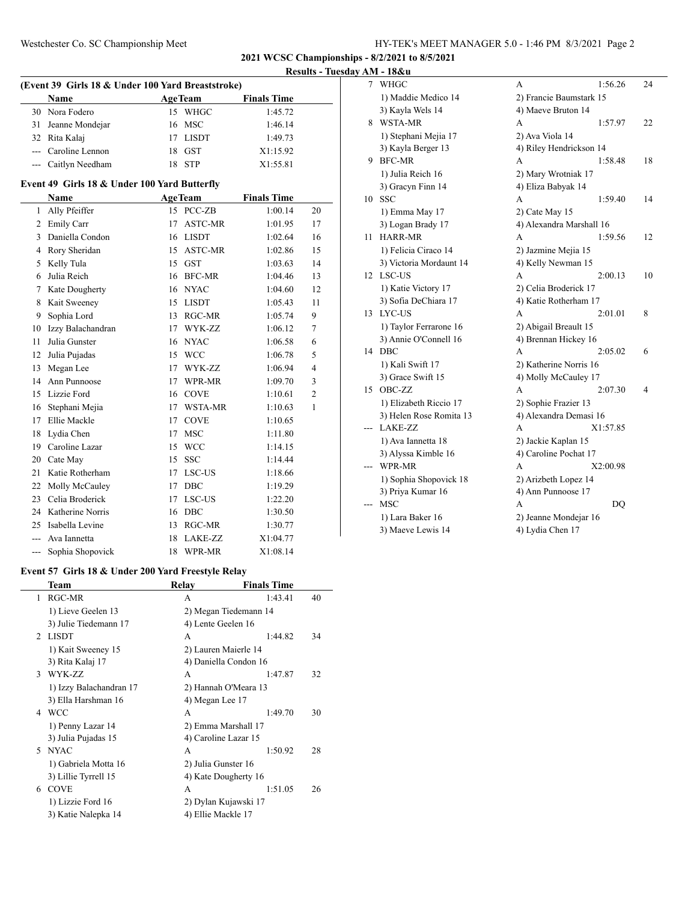**2021 WCSC Championships - 8/2/2021 to 8/5/2021**

**Results - Tuesday AM - 18&u**

### (Event 39 Girls 18 & Under 100 Yard Breaststroke)

| | Name | Age | Team | Finals Time | |
|---|---|---|---|---|---|
| 30 | Nora Fodero | 15 | WHGC | 1:45.72 | |
| 31 | Jeanne Mondejar | 16 | MSC | 1:46.14 | |
| 32 | Rita Kalaj | 17 | LISDT | 1:49.73 | |
| --- | Caroline Lennon | 18 | GST | X1:15.92 | |
| --- | Caitlyn Needham | 18 | STP | X1:55.81 | |

### Event 49 Girls 18 & Under 100 Yard Butterfly

| | Name | Age | Team | Finals Time | |
|---|---|---|---|---|---|
| 1 | Ally Pfeiffer | 15 | PCC-ZB | 1:00.14 | 20 |
| 2 | Emily Carr | 17 | ASTC-MR | 1:01.95 | 17 |
| 3 | Daniella Condon | 16 | LISDT | 1:02.64 | 16 |
| 4 | Rory Sheridan | 15 | ASTC-MR | 1:02.86 | 15 |
| 5 | Kelly Tula | 15 | GST | 1:03.63 | 14 |
| 6 | Julia Reich | 16 | BFC-MR | 1:04.46 | 13 |
| 7 | Kate Dougherty | 16 | NYAC | 1:04.60 | 12 |
| 8 | Kait Sweeney | 15 | LISDT | 1:05.43 | 11 |
| 9 | Sophia Lord | 13 | RGC-MR | 1:05.74 | 9 |
| 10 | Izzy Balachandran | 17 | WYK-ZZ | 1:06.12 | 7 |
| 11 | Julia Gunster | 16 | NYAC | 1:06.58 | 6 |
| 12 | Julia Pujadas | 15 | WCC | 1:06.78 | 5 |
| 13 | Megan Lee | 17 | WYK-ZZ | 1:06.94 | 4 |
| 14 | Ann Punnoose | 17 | WPR-MR | 1:09.70 | 3 |
| 15 | Lizzie Ford | 16 | COVE | 1:10.61 | 2 |
| 16 | Stephani Mejia | 17 | WSTA-MR | 1:10.63 | 1 |
| 17 | Ellie Mackle | 17 | COVE | 1:10.65 | |
| 18 | Lydia Chen | 17 | MSC | 1:11.80 | |
| 19 | Caroline Lazar | 15 | WCC | 1:14.15 | |
| 20 | Cate May | 15 | SSC | 1:14.44 | |
| 21 | Katie Rotherham | 17 | LSC-US | 1:18.66 | |
| 22 | Molly McCauley | 17 | DBC | 1:19.29 | |
| 23 | Celia Broderick | 17 | LSC-US | 1:22.20 | |
| 24 | Katherine Norris | 16 | DBC | 1:30.50 | |
| 25 | Isabella Levine | 13 | RGC-MR | 1:30.77 | |
| --- | Ava Iannetta | 18 | LAKE-ZZ | X1:04.77 | |
| --- | Sophia Shopovick | 18 | WPR-MR | X1:08.14 | |

### Event 57 Girls 18 & Under 200 Yard Freestyle Relay

| | Team | Relay | Finals Time | |
|---|---|---|---|---|
| 1 | RGC-MR | A | 1:43.41 | 40 |
| | 1) Lieve Geelen 13 | 2) Megan Tiedemann 14 | | |
| | 3) Julie Tiedemann 17 | 4) Lente Geelen 16 | | |
| 2 | LISDT | A | 1:44.82 | 34 |
| | 1) Kait Sweeney 15 | 2) Lauren Maierle 14 | | |
| | 3) Rita Kalaj 17 | 4) Daniella Condon 16 | | |
| 3 | WYK-ZZ | A | 1:47.87 | 32 |
| | 1) Izzy Balachandran 17 | 2) Hannah O'Meara 13 | | |
| | 3) Ella Harshman 16 | 4) Megan Lee 17 | | |
| 4 | WCC | A | 1:49.70 | 30 |
| | 1) Penny Lazar 14 | 2) Emma Marshall 17 | | |
| | 3) Julia Pujadas 15 | 4) Caroline Lazar 15 | | |
| 5 | NYAC | A | 1:50.92 | 28 |
| | 1) Gabriela Motta 16 | 2) Julia Gunster 16 | | |
| | 3) Lillie Tyrrell 15 | 4) Kate Dougherty 16 | | |
| 6 | COVE | A | 1:51.05 | 26 |
| | 1) Lizzie Ford 16 | 2) Dylan Kujawski 17 | | |
| | 3) Katie Nalepka 14 | 4) Ellie Mackle 17 | | |
| 7 | WHGC | A | 1:56.26 | 24 |
| | 1) Maddie Medico 14 | 2) Francie Baumstark 15 | | |
| | 3) Kayla Wels 14 | 4) Maeve Bruton 14 | | |
| 8 | WSTA-MR | A | 1:57.97 | 22 |
| | 1) Stephani Mejia 17 | 2) Ava Viola 14 | | |
| | 3) Kayla Berger 13 | 4) Riley Hendrickson 14 | | |
| 9 | BFC-MR | A | 1:58.48 | 18 |
| | 1) Julia Reich 16 | 2) Mary Wrotniak 17 | | |
| | 3) Gracyn Finn 14 | 4) Eliza Babyak 14 | | |
| 10 | SSC | A | 1:59.40 | 14 |
| | 1) Emma May 17 | 2) Cate May 15 | | |
| | 3) Logan Brady 17 | 4) Alexandra Marshall 16 | | |
| 11 | HARR-MR | A | 1:59.56 | 12 |
| | 1) Felicia Ciraco 14 | 2) Jazmine Mejia 15 | | |
| | 3) Victoria Mordaunt 14 | 4) Kelly Newman 15 | | |
| 12 | LSC-US | A | 2:00.13 | 10 |
| | 1) Katie Victory 17 | 2) Celia Broderick 17 | | |
| | 3) Sofia DeChiara 17 | 4) Katie Rotherham 17 | | |
| 13 | LYC-US | A | 2:01.01 | 8 |
| | 1) Taylor Ferrarone 16 | 2) Abigail Breault 15 | | |
| | 3) Annie O'Connell 16 | 4) Brennan Hickey 16 | | |
| 14 | DBC | A | 2:05.02 | 6 |
| | 1) Kali Swift 17 | 2) Katherine Norris 16 | | |
| | 3) Grace Swift 15 | 4) Molly McCauley 17 | | |
| 15 | OBC-ZZ | A | 2:07.30 | 4 |
| | 1) Elizabeth Riccio 17 | 2) Sophie Frazier 13 | | |
| | 3) Helen Rose Romita 13 | 4) Alexandra Demasi 16 | | |
| --- | LAKE-ZZ | A | X1:57.85 | |
| | 1) Ava Iannetta 18 | 2) Jackie Kaplan 15 | | |
| | 3) Alyssa Kimble 16 | 4) Caroline Pochat 17 | | |
| --- | WPR-MR | A | X2:00.98 | |
| | 1) Sophia Shopovick 18 | 2) Arizbeth Lopez 14 | | |
| | 3) Priya Kumar 16 | 4) Ann Punnoose 17 | | |
| --- | MSC | A | DQ | |
| | 1) Lara Baker 16 | 2) Jeanne Mondejar 16 | | |
| | 3) Maeve Lewis 14 | 4) Lydia Chen 17 | | |